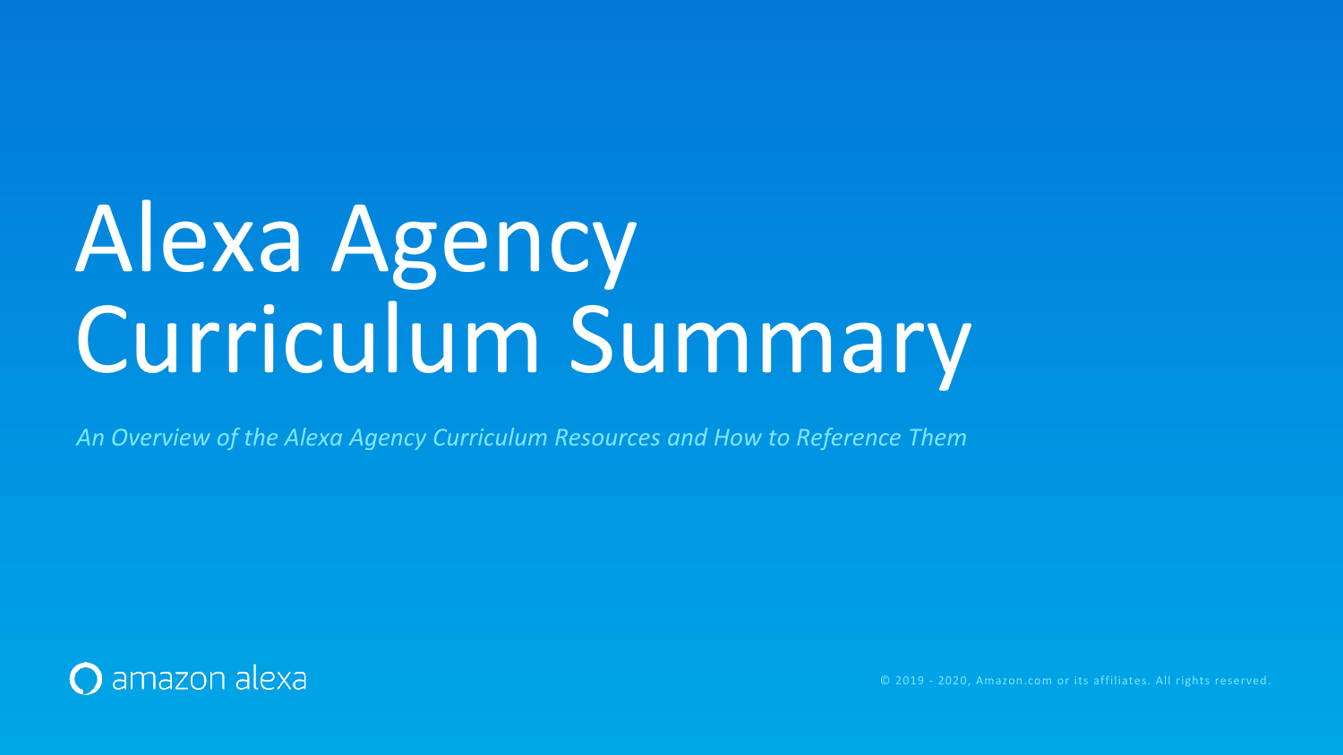# Alexa Agency Curriculum Summary

*An Overview of the Alexa Agency Curriculum Resources and How to Reference Them*

amazon alexa

© 2019 - 2020, Amazon.com or its affiliates. All rights reserved.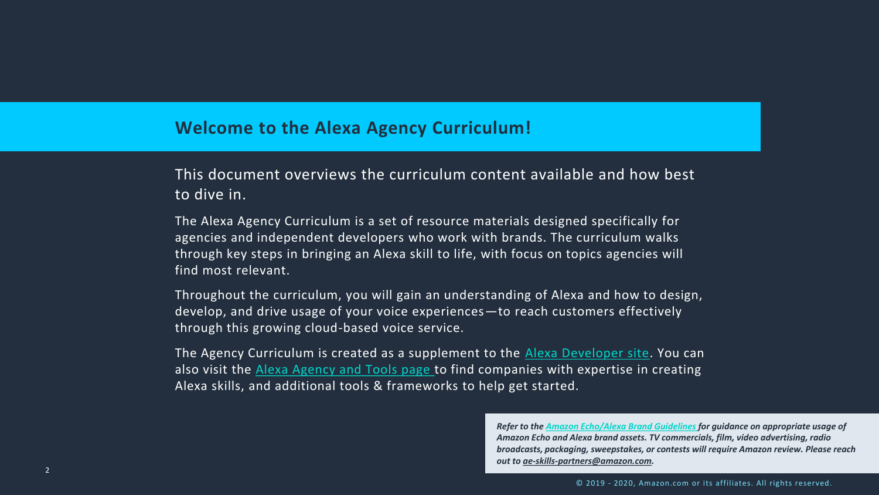# Welcome to the Alexa Agency Curriculum!

This document overviews the curriculum content available and how best to dive in.

The Alexa Agency Curriculum is a set of resource materials designed specifically for agencies and independent developers who work with brands. The curriculum walks through key steps in bringing an Alexa skill to life, with focus on topics agencies will find most relevant.

Throughout the curriculum, you will gain an understanding of Alexa and how to design, develop, and drive usage of your voice experiences—to reach customers effectively through this growing cloud-based voice service.

The Agency Curriculum is created as a supplement to the Alexa Developer site. You can also visit the Alexa Agency and Tools page to find companies with expertise in creating Alexa skills, and additional tools & frameworks to help get started.

***Refer to the Amazon Echo/Alexa Brand Guidelines for guidance on appropriate usage of Amazon Echo and Alexa brand assets. TV commercials, film, video advertising, radio broadcasts, packaging, sweepstakes, or contests will require Amazon review. Please reach out to ae-skills-partners@amazon.com.***

© 2019 - 2020, Amazon.com or its affiliates. All rights reserved.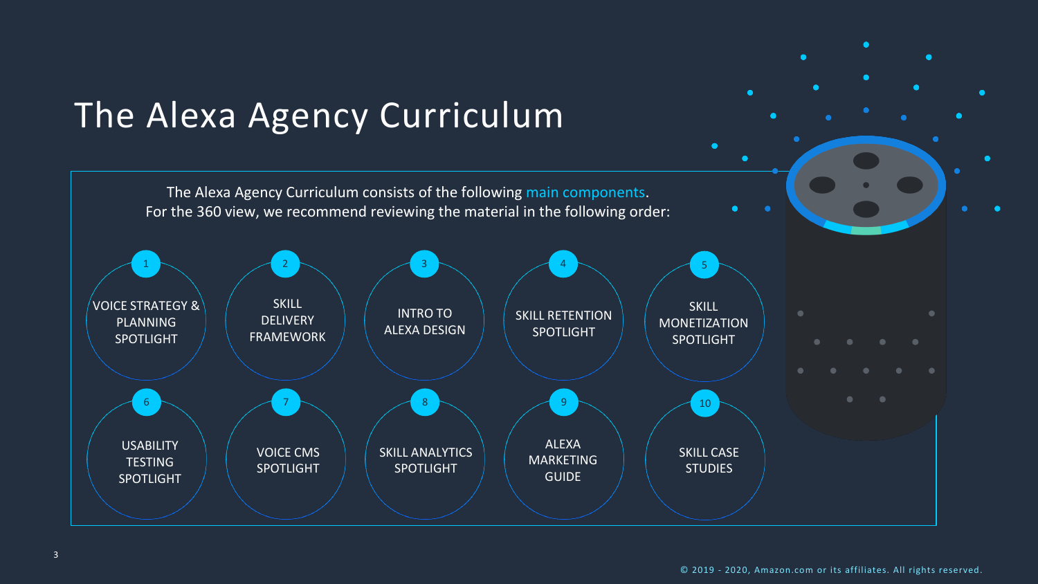# The Alexa Agency Curriculum

The Alexa Agency Curriculum consists of the following main components.
For the 360 view, we recommend reviewing the material in the following order:

1. VOICE STRATEGY & PLANNING SPOTLIGHT
2. SKILL DELIVERY FRAMEWORK
3. INTRO TO ALEXA DESIGN
4. SKILL RETENTION SPOTLIGHT
5. SKILL MONETIZATION SPOTLIGHT
6. USABILITY TESTING SPOTLIGHT
7. VOICE CMS SPOTLIGHT
8. SKILL ANALYTICS SPOTLIGHT
9. ALEXA MARKETING GUIDE
10. SKILL CASE STUDIES

© 2019 - 2020, Amazon.com or its affiliates. All rights reserved.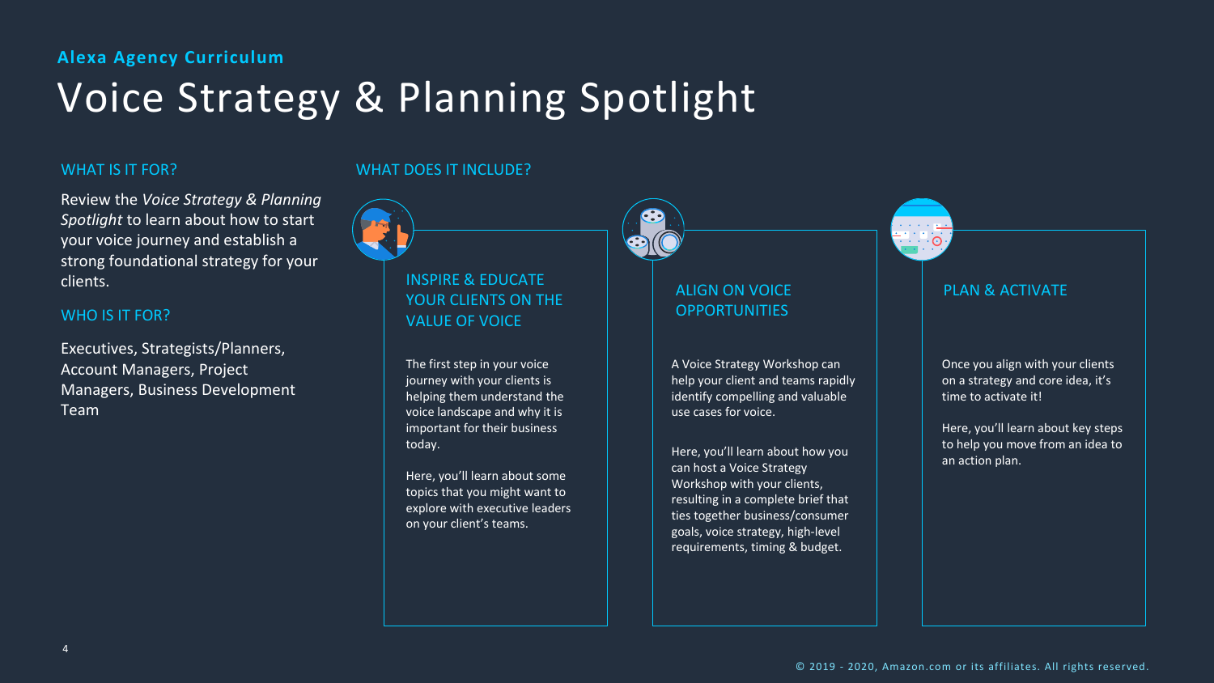**Alexa Agency Curriculum**

# Voice Strategy & Planning Spotlight

## WHAT IS IT FOR?

Review the *Voice Strategy & Planning Spotlight* to learn about how to start your voice journey and establish a strong foundational strategy for your clients.

## WHO IS IT FOR?

Executives, Strategists/Planners, Account Managers, Project Managers, Business Development Team

## WHAT DOES IT INCLUDE?

### INSPIRE & EDUCATE YOUR CLIENTS ON THE VALUE OF VOICE

The first step in your voice journey with your clients is helping them understand the voice landscape and why it is important for their business today.

Here, you'll learn about some topics that you might want to explore with executive leaders on your client's teams.

### ALIGN ON VOICE OPPORTUNITIES

A Voice Strategy Workshop can help your client and teams rapidly identify compelling and valuable use cases for voice.

Here, you'll learn about how you can host a Voice Strategy Workshop with your clients, resulting in a complete brief that ties together business/consumer goals, voice strategy, high-level requirements, timing & budget.

### PLAN & ACTIVATE

Once you align with your clients on a strategy and core idea, it's time to activate it!

Here, you'll learn about key steps to help you move from an idea to an action plan.

© 2019 - 2020, Amazon.com or its affiliates. All rights reserved.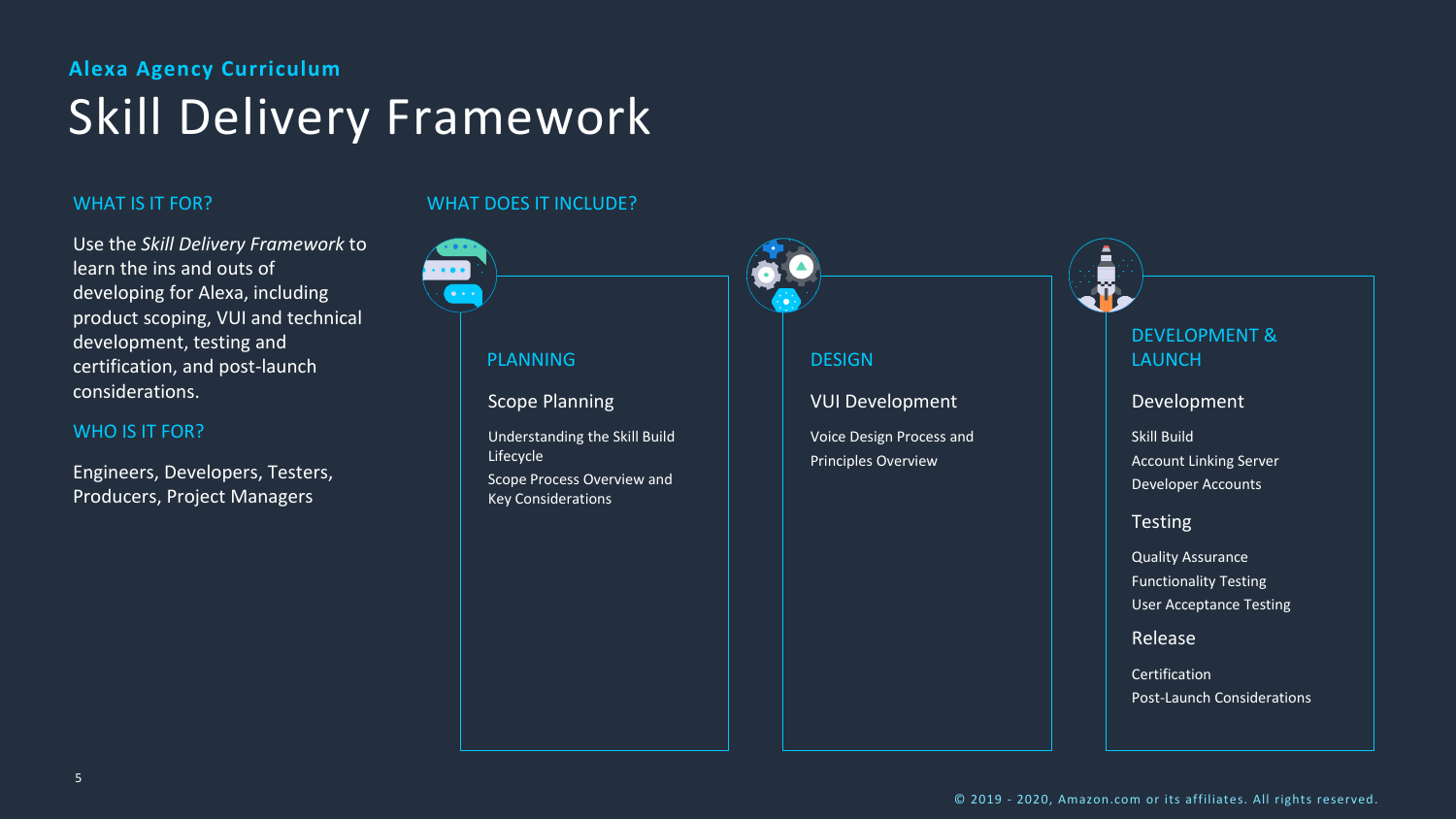Alexa Agency Curriculum

# Skill Delivery Framework

## WHAT IS IT FOR?

Use the *Skill Delivery Framework* to learn the ins and outs of developing for Alexa, including product scoping, VUI and technical development, testing and certification, and post-launch considerations.

## WHO IS IT FOR?

Engineers, Developers, Testers, Producers, Project Managers

## WHAT DOES IT INCLUDE?

### PLANNING

#### Scope Planning

- Understanding the Skill Build Lifecycle
- Scope Process Overview and Key Considerations

### DESIGN

#### VUI Development

- Voice Design Process and Principles Overview

### DEVELOPMENT & LAUNCH

#### Development

- Skill Build
- Account Linking Server
- Developer Accounts

#### Testing

- Quality Assurance
- Functionality Testing
- User Acceptance Testing

#### Release

- Certification
- Post-Launch Considerations

© 2019 - 2020, Amazon.com or its affiliates. All rights reserved.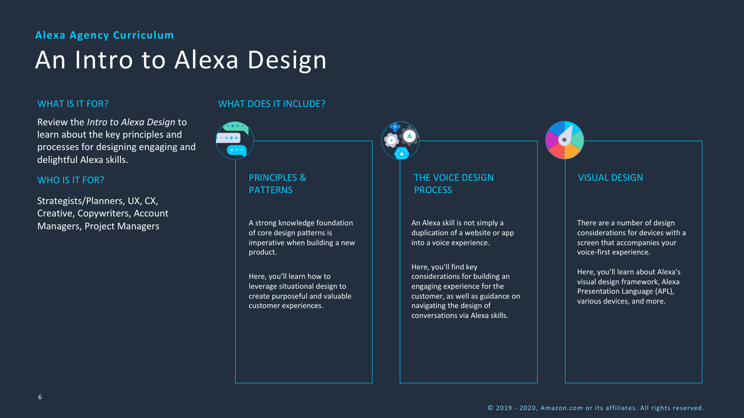**Alexa Agency Curriculum**

# An Intro to Alexa Design

## WHAT IS IT FOR?

Review the *Intro to Alexa Design* to learn about the key principles and processes for designing engaging and delightful Alexa skills.

## WHO IS IT FOR?

Strategists/Planners, UX, CX, Creative, Copywriters, Account Managers, Project Managers

## WHAT DOES IT INCLUDE?

### PRINCIPLES & PATTERNS

A strong knowledge foundation of core design patterns is imperative when building a new product.

Here, you'll learn how to leverage situational design to create purposeful and valuable customer experiences.

### THE VOICE DESIGN PROCESS

An Alexa skill is not simply a duplication of a website or app into a voice experience.

Here, you'll find key considerations for building an engaging experience for the customer, as well as guidance on navigating the design of conversations via Alexa skills.

### VISUAL DESIGN

There are a number of design considerations for devices with a screen that accompanies your voice-first experience.

Here, you'll learn about Alexa's visual design framework, Alexa Presentation Language (APL), various devices, and more.

© 2019 - 2020, Amazon.com or its affiliates. All rights reserved.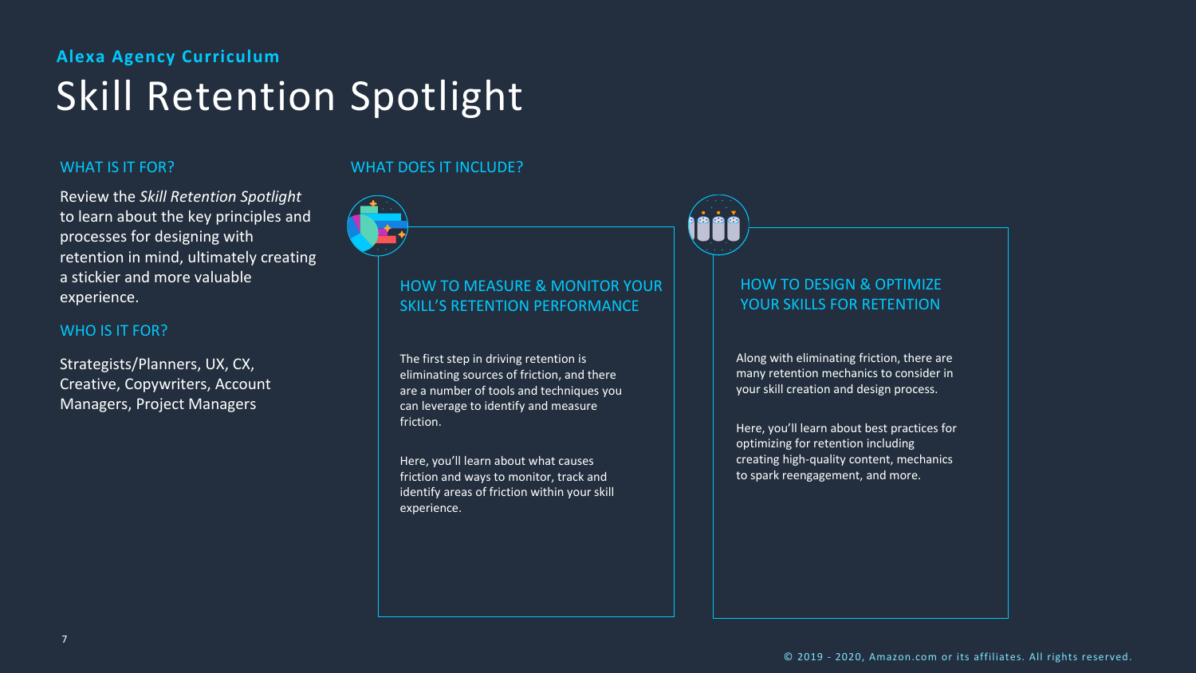**Alexa Agency Curriculum**

# Skill Retention Spotlight

## WHAT IS IT FOR?

Review the *Skill Retention Spotlight* to learn about the key principles and processes for designing with retention in mind, ultimately creating a stickier and more valuable experience.

## WHO IS IT FOR?

Strategists/Planners, UX, CX, Creative, Copywriters, Account Managers, Project Managers

## WHAT DOES IT INCLUDE?

### HOW TO MEASURE & MONITOR YOUR SKILL'S RETENTION PERFORMANCE

The first step in driving retention is eliminating sources of friction, and there are a number of tools and techniques you can leverage to identify and measure friction.

Here, you'll learn about what causes friction and ways to monitor, track and identify areas of friction within your skill experience.

### HOW TO DESIGN & OPTIMIZE YOUR SKILLS FOR RETENTION

Along with eliminating friction, there are many retention mechanics to consider in your skill creation and design process.

Here, you'll learn about best practices for optimizing for retention including creating high-quality content, mechanics to spark reengagement, and more.

© 2019 - 2020, Amazon.com or its affiliates. All rights reserved.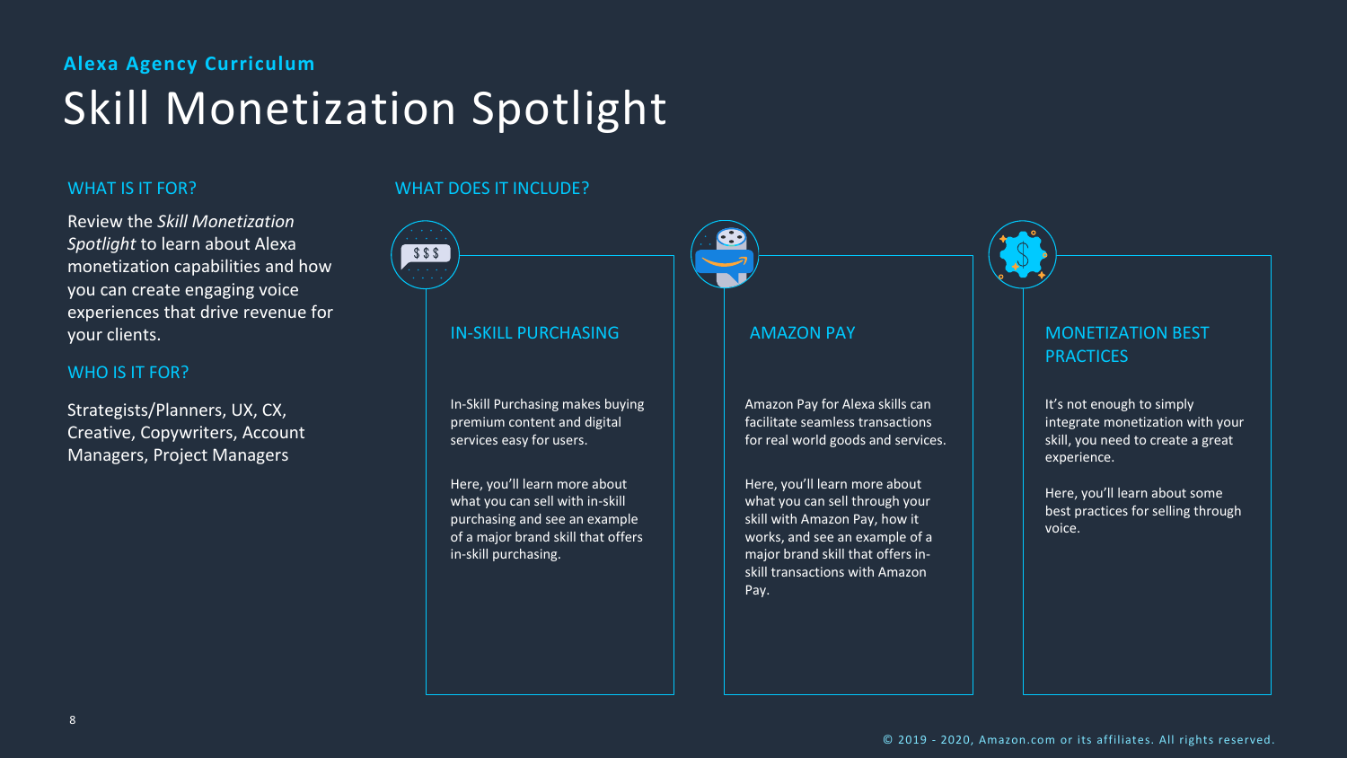**Alexa Agency Curriculum**

# Skill Monetization Spotlight

## WHAT IS IT FOR?

Review the *Skill Monetization Spotlight* to learn about Alexa monetization capabilities and how you can create engaging voice experiences that drive revenue for your clients.

## WHO IS IT FOR?

Strategists/Planners, UX, CX, Creative, Copywriters, Account Managers, Project Managers

## WHAT DOES IT INCLUDE?

### IN-SKILL PURCHASING

In-Skill Purchasing makes buying premium content and digital services easy for users.

Here, you'll learn more about what you can sell with in-skill purchasing and see an example of a major brand skill that offers in-skill purchasing.

### AMAZON PAY

Amazon Pay for Alexa skills can facilitate seamless transactions for real world goods and services.

Here, you'll learn more about what you can sell through your skill with Amazon Pay, how it works, and see an example of a major brand skill that offers in-skill transactions with Amazon Pay.

### MONETIZATION BEST PRACTICES

It's not enough to simply integrate monetization with your skill, you need to create a great experience.

Here, you'll learn about some best practices for selling through voice.

© 2019 - 2020, Amazon.com or its affiliates. All rights reserved.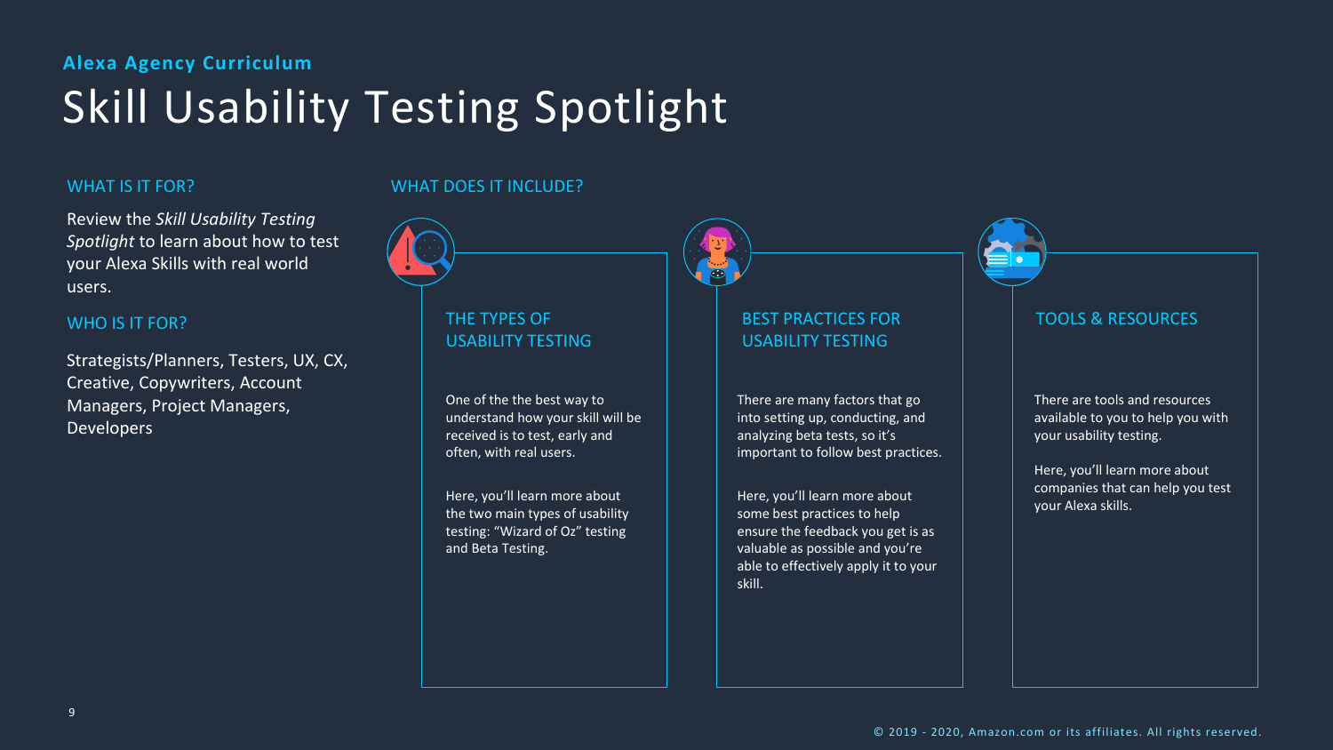**Alexa Agency Curriculum**

# Skill Usability Testing Spotlight

## WHAT IS IT FOR?

Review the *Skill Usability Testing Spotlight* to learn about how to test your Alexa Skills with real world users.

## WHO IS IT FOR?

Strategists/Planners, Testers, UX, CX, Creative, Copywriters, Account Managers, Project Managers, Developers

## WHAT DOES IT INCLUDE?

### THE TYPES OF USABILITY TESTING

One of the the best way to understand how your skill will be received is to test, early and often, with real users.

Here, you'll learn more about the two main types of usability testing: "Wizard of Oz" testing and Beta Testing.

### BEST PRACTICES FOR USABILITY TESTING

There are many factors that go into setting up, conducting, and analyzing beta tests, so it's important to follow best practices.

Here, you'll learn more about some best practices to help ensure the feedback you get is as valuable as possible and you're able to effectively apply it to your skill.

### TOOLS & RESOURCES

There are tools and resources available to you to help you with your usability testing.

Here, you'll learn more about companies that can help you test your Alexa skills.

© 2019 - 2020, Amazon.com or its affiliates. All rights reserved.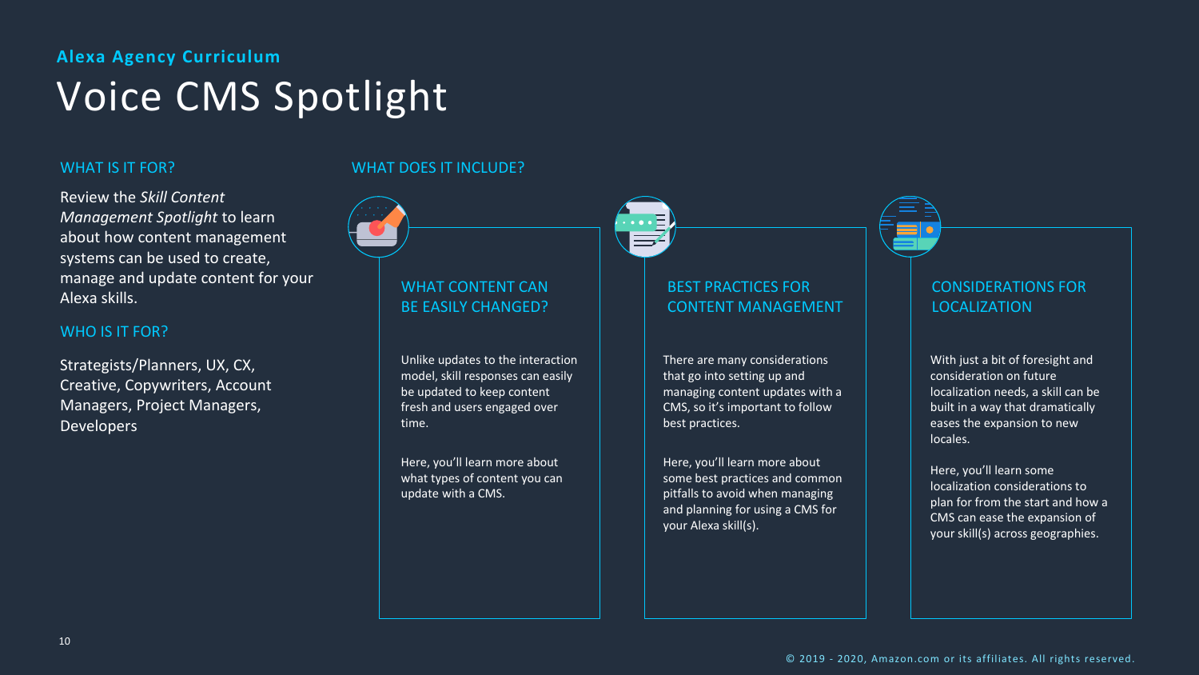**Alexa Agency Curriculum**

# Voice CMS Spotlight

## WHAT IS IT FOR?

Review the *Skill Content Management Spotlight* to learn about how content management systems can be used to create, manage and update content for your Alexa skills.

## WHO IS IT FOR?

Strategists/Planners, UX, CX, Creative, Copywriters, Account Managers, Project Managers, Developers

## WHAT DOES IT INCLUDE?

### WHAT CONTENT CAN BE EASILY CHANGED?

Unlike updates to the interaction model, skill responses can easily be updated to keep content fresh and users engaged over time.

Here, you'll learn more about what types of content you can update with a CMS.

### BEST PRACTICES FOR CONTENT MANAGEMENT

There are many considerations that go into setting up and managing content updates with a CMS, so it's important to follow best practices.

Here, you'll learn more about some best practices and common pitfalls to avoid when managing and planning for using a CMS for your Alexa skill(s).

### CONSIDERATIONS FOR LOCALIZATION

With just a bit of foresight and consideration on future localization needs, a skill can be built in a way that dramatically eases the expansion to new locales.

Here, you'll learn some localization considerations to plan for from the start and how a CMS can ease the expansion of your skill(s) across geographies.

© 2019 - 2020, Amazon.com or its affiliates. All rights reserved.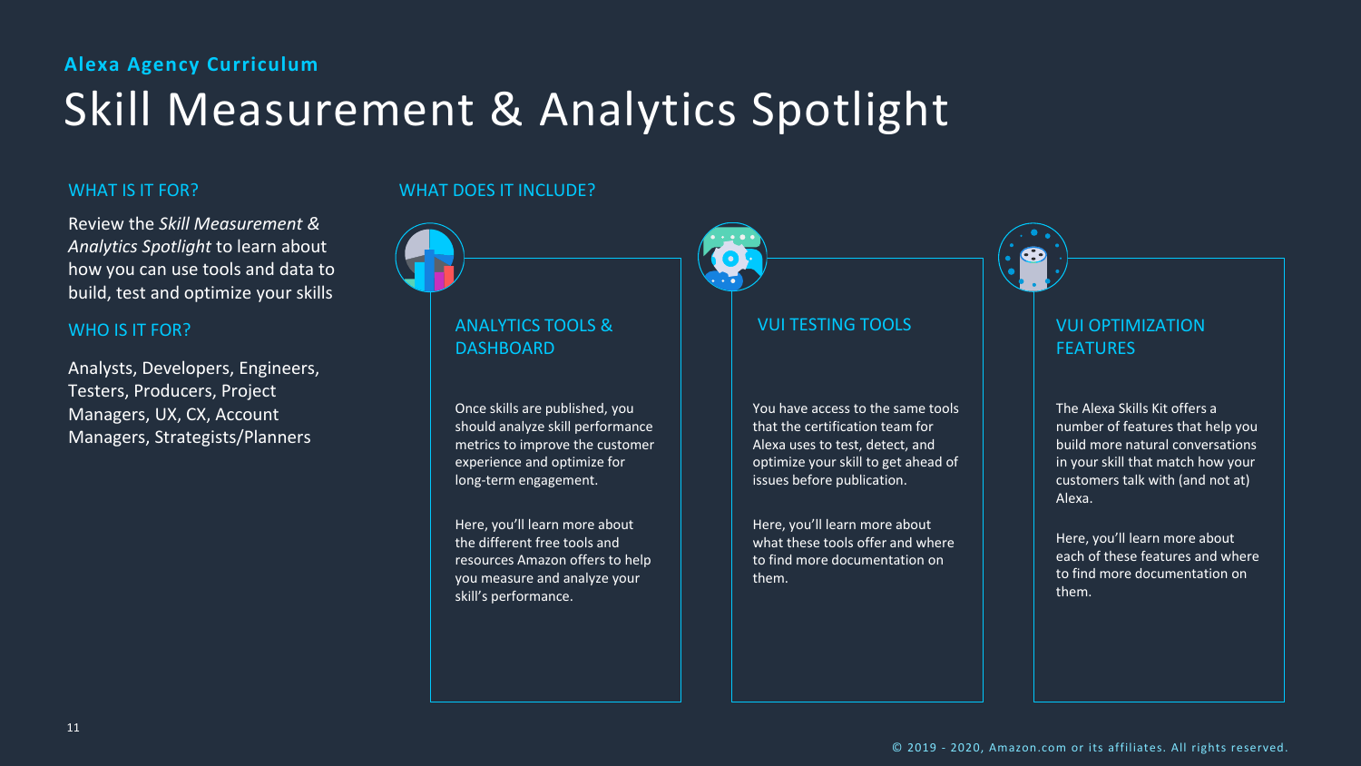**Alexa Agency Curriculum**

# Skill Measurement & Analytics Spotlight

## WHAT IS IT FOR?

Review the *Skill Measurement & Analytics Spotlight* to learn about how you can use tools and data to build, test and optimize your skills

## WHO IS IT FOR?

Analysts, Developers, Engineers, Testers, Producers, Project Managers, UX, CX, Account Managers, Strategists/Planners

## WHAT DOES IT INCLUDE?

### ANALYTICS TOOLS & DASHBOARD

Once skills are published, you should analyze skill performance metrics to improve the customer experience and optimize for long-term engagement.

Here, you'll learn more about the different free tools and resources Amazon offers to help you measure and analyze your skill's performance.

### VUI TESTING TOOLS

You have access to the same tools that the certification team for Alexa uses to test, detect, and optimize your skill to get ahead of issues before publication.

Here, you'll learn more about what these tools offer and where to find more documentation on them.

### VUI OPTIMIZATION FEATURES

The Alexa Skills Kit offers a number of features that help you build more natural conversations in your skill that match how your customers talk with (and not at) Alexa.

Here, you'll learn more about each of these features and where to find more documentation on them.

© 2019 - 2020, Amazon.com or its affiliates. All rights reserved.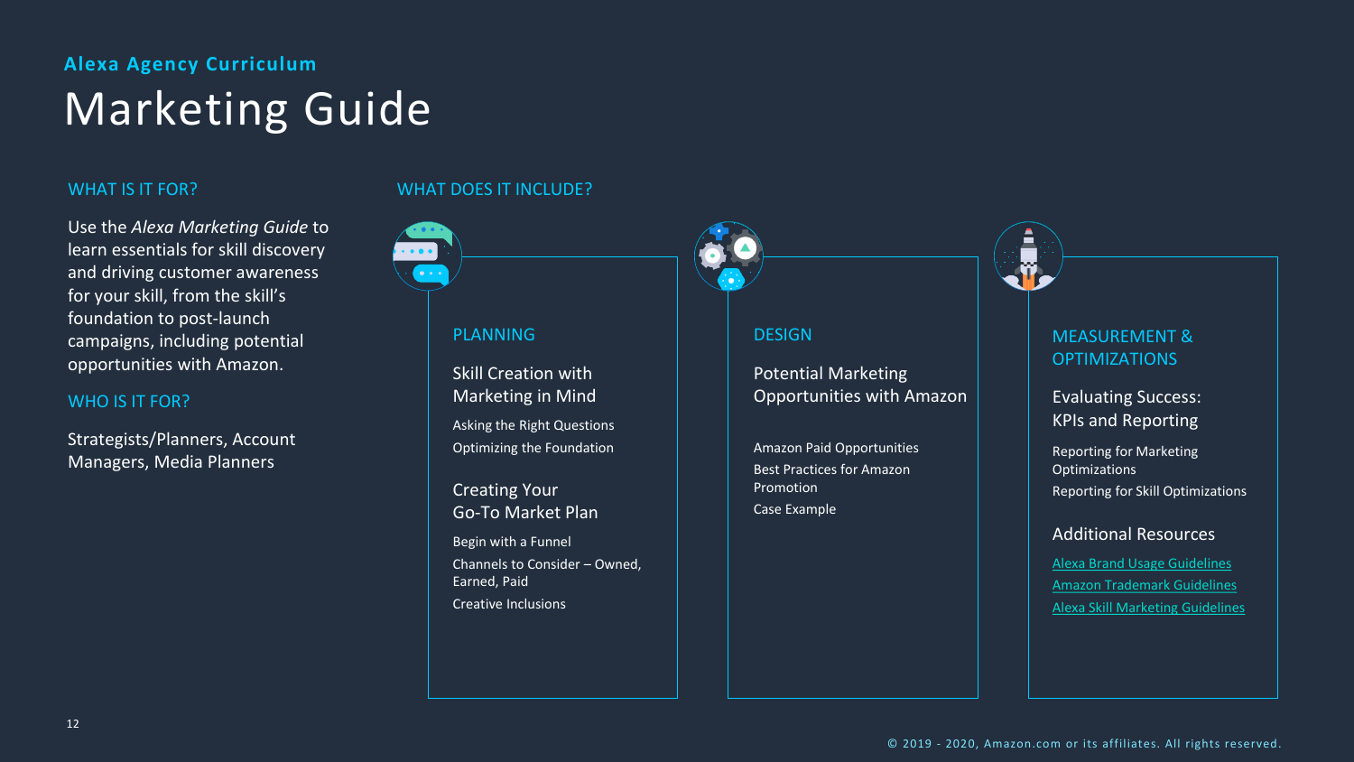**Alexa Agency Curriculum**

# Marketing Guide

## WHAT IS IT FOR?

Use the *Alexa Marketing Guide* to learn essentials for skill discovery and driving customer awareness for your skill, from the skill's foundation to post-launch campaigns, including potential opportunities with Amazon.

## WHO IS IT FOR?

Strategists/Planners, Account Managers, Media Planners

## WHAT DOES IT INCLUDE?

### PLANNING

**Skill Creation with Marketing in Mind**

- Asking the Right Questions
- Optimizing the Foundation

**Creating Your Go-To Market Plan**

- Begin with a Funnel
- Channels to Consider – Owned, Earned, Paid
- Creative Inclusions

### DESIGN

**Potential Marketing Opportunities with Amazon**

- Amazon Paid Opportunities
- Best Practices for Amazon Promotion
- Case Example

### MEASUREMENT & OPTIMIZATIONS

**Evaluating Success: KPIs and Reporting**

- Reporting for Marketing Optimizations
- Reporting for Skill Optimizations

**Additional Resources**

- Alexa Brand Usage Guidelines
- Amazon Trademark Guidelines
- Alexa Skill Marketing Guidelines

© 2019 - 2020, Amazon.com or its affiliates. All rights reserved.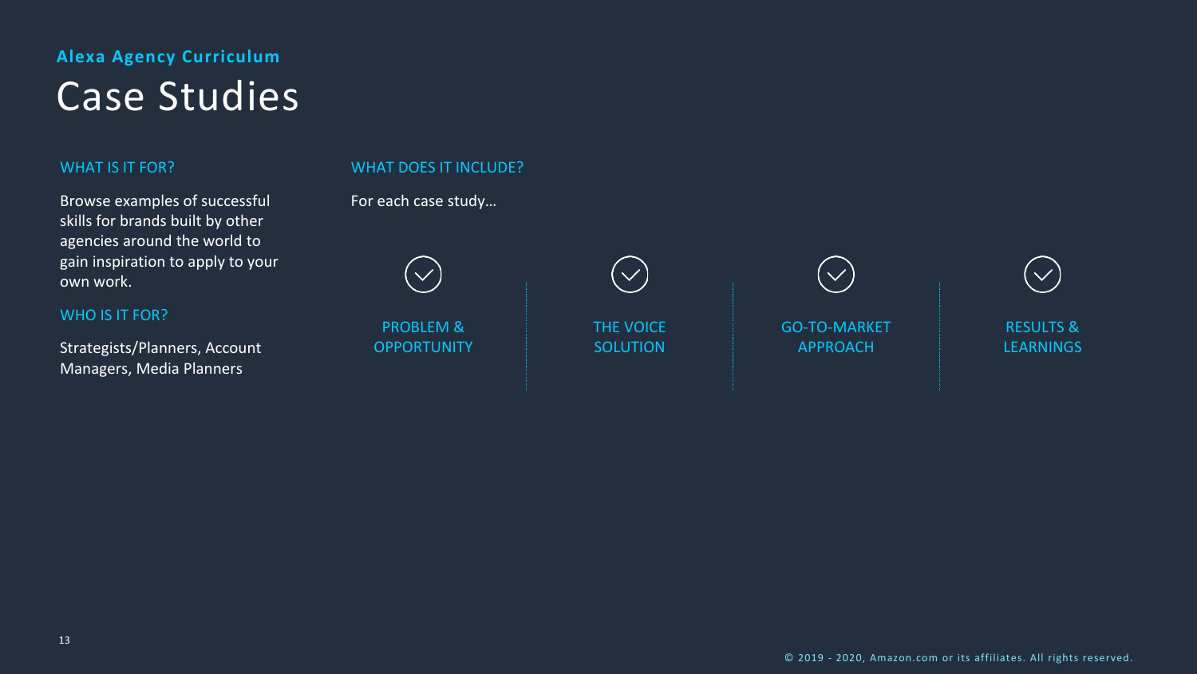**Alexa Agency Curriculum**

# Case Studies

## WHAT IS IT FOR?

Browse examples of successful skills for brands built by other agencies around the world to gain inspiration to apply to your own work.

## WHO IS IT FOR?

Strategists/Planners, Account Managers, Media Planners

## WHAT DOES IT INCLUDE?

For each case study…

- PROBLEM & OPPORTUNITY
- THE VOICE SOLUTION
- GO-TO-MARKET APPROACH
- RESULTS & LEARNINGS

© 2019 - 2020, Amazon.com or its affiliates. All rights reserved.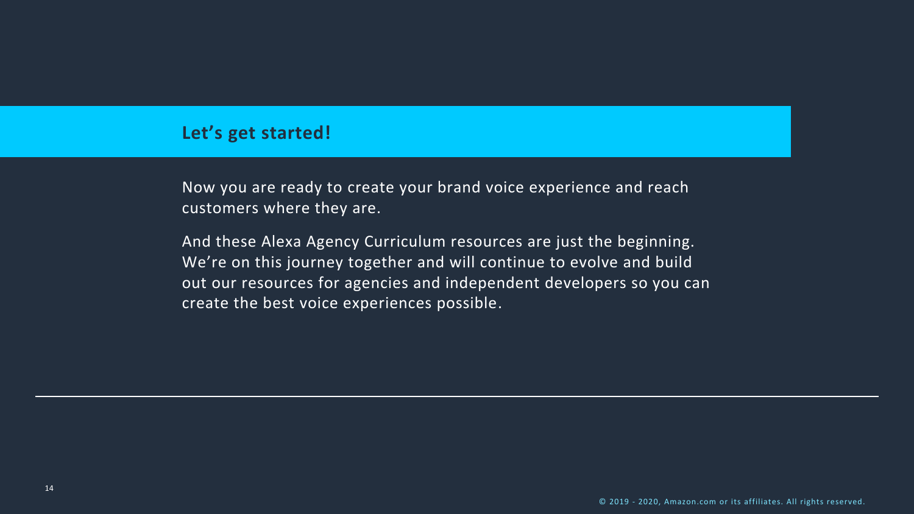## Let's get started!

Now you are ready to create your brand voice experience and reach customers where they are.

And these Alexa Agency Curriculum resources are just the beginning. We're on this journey together and will continue to evolve and build out our resources for agencies and independent developers so you can create the best voice experiences possible.